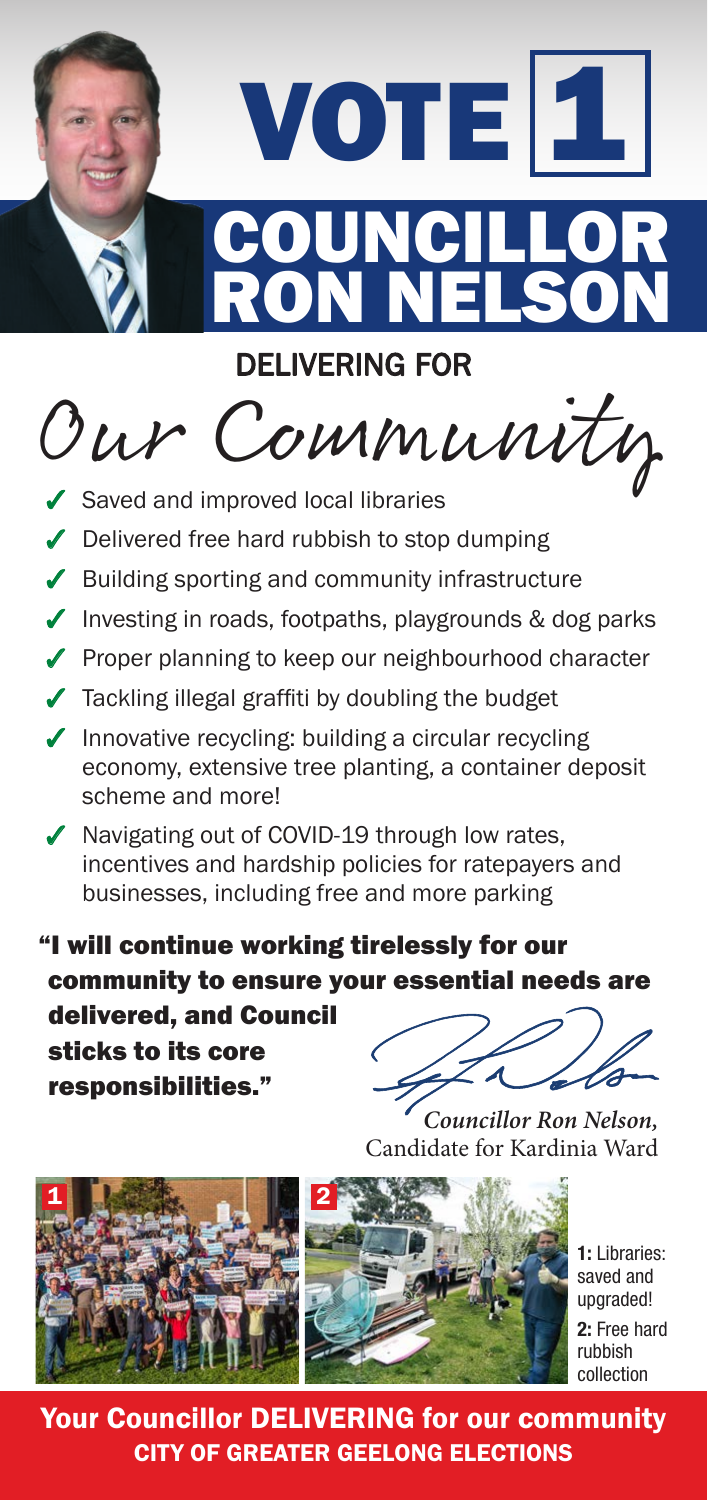# VOTE 1

# COUNCILLOR RON NELSON

## DELIVERING FOR

## Our Community

- ✓ Saved and improved local libraries
- ✓ Delivered free hard rubbish to stop dumping
- ✓ Building sporting and community infrastructure
- ✓ Investing in roads, footpaths, playgrounds & dog parks
- ✓ Proper planning to keep our neighbourhood character
- ✓ Tackling illegal graffiti by doubling the budget
- ✓ Innovative recycling: building a circular recycling economy, extensive tree planting, a container deposit scheme and more!
- ✓ Navigating out of COVID-19 through low rates, incentives and hardship policies for ratepayers and businesses, including free and more parking

**"I will continue working tirelessly for our community to ensure your essential needs are delivered, and Council sticks to its core responsibilities."**

*Councillor Ron Nelson,*
Candidate for Kardinia Ward

1: Libraries: saved and upgraded!
2: Free hard rubbish collection

**Your Councillor DELIVERING for our community**
**CITY OF GREATER GEELONG ELECTIONS**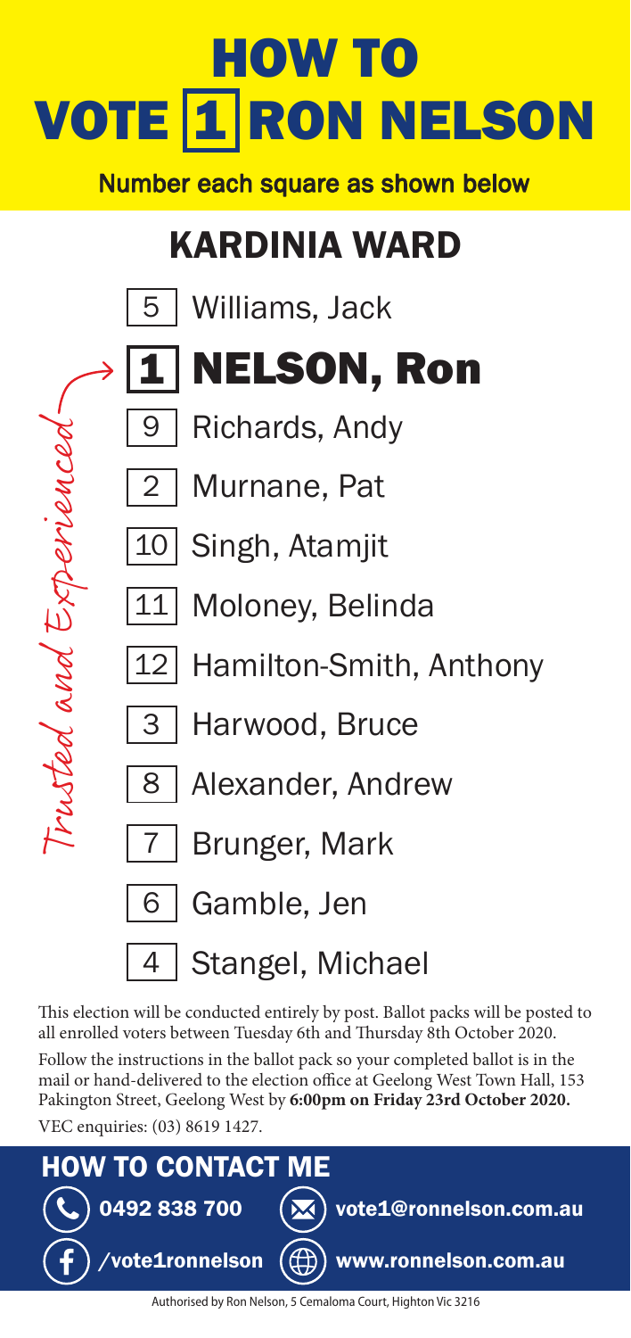# HOW TO VOTE 1 RON NELSON

**Number each square as shown below**

## KARDINIA WARD

*Trusted and Experienced*

| | |
|---|---|
| 5 | Williams, Jack |
| **1** | **NELSON, Ron** |
| 9 | Richards, Andy |
| 2 | Murnane, Pat |
| 10 | Singh, Atamjit |
| 11 | Moloney, Belinda |
| 12 | Hamilton-Smith, Anthony |
| 3 | Harwood, Bruce |
| 8 | Alexander, Andrew |
| 7 | Brunger, Mark |
| 6 | Gamble, Jen |
| 4 | Stangel, Michael |

This election will be conducted entirely by post. Ballot packs will be posted to all enrolled voters between Tuesday 6th and Thursday 8th October 2020.

Follow the instructions in the ballot pack so your completed ballot is in the mail or hand-delivered to the election office at Geelong West Town Hall, 153 Pakington Street, Geelong West by **6:00pm on Friday 23rd October 2020.**

VEC enquiries: (03) 8619 1427.

## HOW TO CONTACT ME

0492 838 700

vote1@ronnelson.com.au

/vote1ronnelson

www.ronnelson.com.au

Authorised by Ron Nelson, 5 Cemaloma Court, Highton Vic 3216